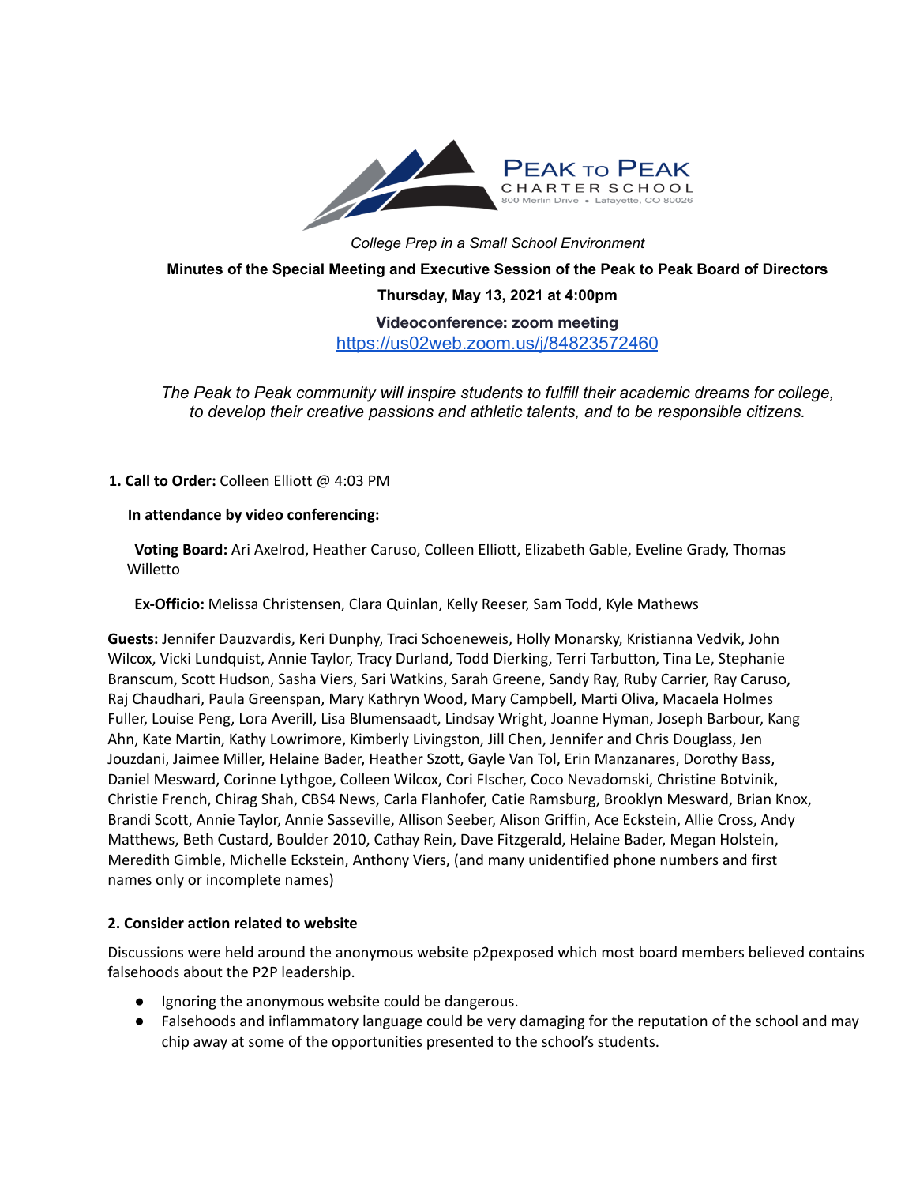PEAK TO PEAK
CHARTER SCHOOL
800 Merlin Drive • Lafayette, CO 80026

*College Prep in a Small School Environment*

**Minutes of the Special Meeting and Executive Session of the Peak to Peak Board of Directors**

**Thursday, May 13, 2021 at 4:00pm**

**Videoconference: zoom meeting**
https://us02web.zoom.us/j/84823572460

*The Peak to Peak community will inspire students to fulfill their academic dreams for college, to develop their creative passions and athletic talents, and to be responsible citizens.*

**1. Call to Order:** Colleen Elliott @ 4:03 PM

**In attendance by video conferencing:**

**Voting Board:** Ari Axelrod, Heather Caruso, Colleen Elliott, Elizabeth Gable, Eveline Grady, Thomas Willetto

**Ex-Officio:** Melissa Christensen, Clara Quinlan, Kelly Reeser, Sam Todd, Kyle Mathews

**Guests:** Jennifer Dauzvardis, Keri Dunphy, Traci Schoeneweis, Holly Monarsky, Kristianna Vedvik, John Wilcox, Vicki Lundquist, Annie Taylor, Tracy Durland, Todd Dierking, Terri Tarbutton, Tina Le, Stephanie Branscum, Scott Hudson, Sasha Viers, Sari Watkins, Sarah Greene, Sandy Ray, Ruby Carrier, Ray Caruso, Raj Chaudhari, Paula Greenspan, Mary Kathryn Wood, Mary Campbell, Marti Oliva, Macaela Holmes Fuller, Louise Peng, Lora Averill, Lisa Blumensaadt, Lindsay Wright, Joanne Hyman, Joseph Barbour, Kang Ahn, Kate Martin, Kathy Lowrimore, Kimberly Livingston, Jill Chen, Jennifer and Chris Douglass, Jen Jouzdani, Jaimee Miller, Helaine Bader, Heather Szott, Gayle Van Tol, Erin Manzanares, Dorothy Bass, Daniel Mesward, Corinne Lythgoe, Colleen Wilcox, Cori FIscher, Coco Nevadomski, Christine Botvinik, Christie French, Chirag Shah, CBS4 News, Carla Flanhofer, Catie Ramsburg, Brooklyn Mesward, Brian Knox, Brandi Scott, Annie Taylor, Annie Sasseville, Allison Seeber, Alison Griffin, Ace Eckstein, Allie Cross, Andy Matthews, Beth Custard, Boulder 2010, Cathay Rein, Dave Fitzgerald, Helaine Bader, Megan Holstein, Meredith Gimble, Michelle Eckstein, Anthony Viers, (and many unidentified phone numbers and first names only or incomplete names)

**2. Consider action related to website**

Discussions were held around the anonymous website p2pexposed which most board members believed contains falsehoods about the P2P leadership.

- Ignoring the anonymous website could be dangerous.
- Falsehoods and inflammatory language could be very damaging for the reputation of the school and may chip away at some of the opportunities presented to the school's students.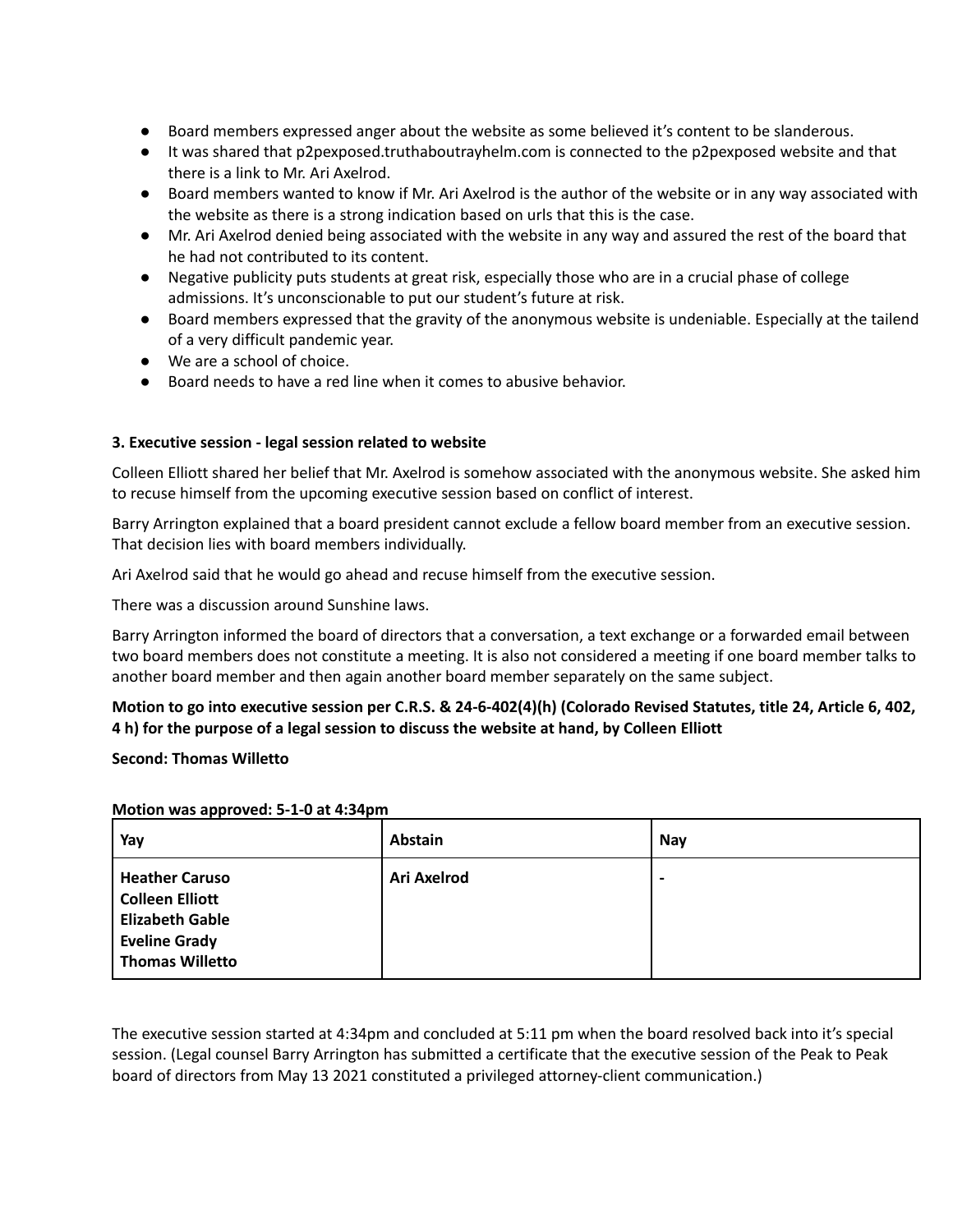- Board members expressed anger about the website as some believed it's content to be slanderous.
- It was shared that p2pexposed.truthaboutrayhelm.com is connected to the p2pexposed website and that there is a link to Mr. Ari Axelrod.
- Board members wanted to know if Mr. Ari Axelrod is the author of the website or in any way associated with the website as there is a strong indication based on urls that this is the case.
- Mr. Ari Axelrod denied being associated with the website in any way and assured the rest of the board that he had not contributed to its content.
- Negative publicity puts students at great risk, especially those who are in a crucial phase of college admissions. It's unconscionable to put our student's future at risk.
- Board members expressed that the gravity of the anonymous website is undeniable. Especially at the tailend of a very difficult pandemic year.
- We are a school of choice.
- Board needs to have a red line when it comes to abusive behavior.

**3. Executive session - legal session related to website**

Colleen Elliott shared her belief that Mr. Axelrod is somehow associated with the anonymous website. She asked him to recuse himself from the upcoming executive session based on conflict of interest.

Barry Arrington explained that a board president cannot exclude a fellow board member from an executive session. That decision lies with board members individually.

Ari Axelrod said that he would go ahead and recuse himself from the executive session.

There was a discussion around Sunshine laws.

Barry Arrington informed the board of directors that a conversation, a text exchange or a forwarded email between two board members does not constitute a meeting. It is also not considered a meeting if one board member talks to another board member and then again another board member separately on the same subject.

**Motion to go into executive session per C.R.S. & 24-6-402(4)(h) (Colorado Revised Statutes, title 24, Article 6, 402, 4 h) for the purpose of a legal session to discuss the website at hand, by Colleen Elliott**

**Second: Thomas Willetto**

**Motion was approved: 5-1-0 at 4:34pm**

| Yay | Abstain | Nay |
|---|---|---|
| **Heather Caruso**<br>**Colleen Elliott**<br>**Elizabeth Gable**<br>**Eveline Grady**<br>**Thomas Willetto** | **Ari Axelrod** | **-** |

The executive session started at 4:34pm and concluded at 5:11 pm when the board resolved back into it's special session. (Legal counsel Barry Arrington has submitted a certificate that the executive session of the Peak to Peak board of directors from May 13 2021 constituted a privileged attorney-client communication.)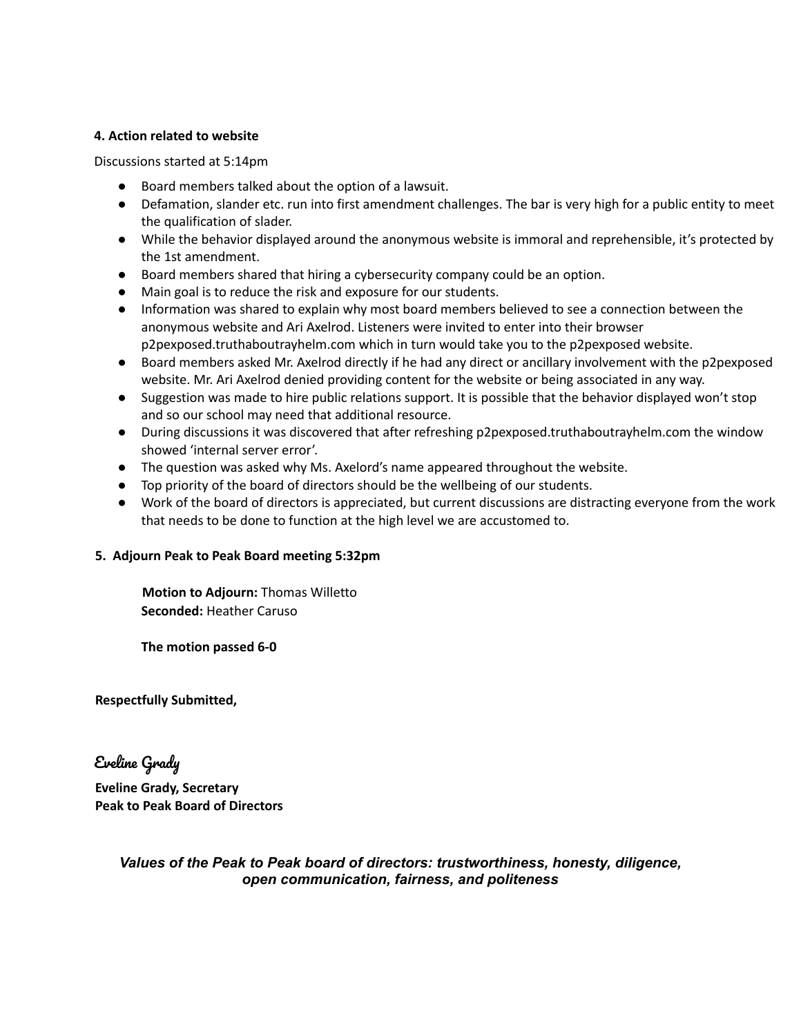**4. Action related to website**

Discussions started at 5:14pm

- Board members talked about the option of a lawsuit.
- Defamation, slander etc. run into first amendment challenges. The bar is very high for a public entity to meet the qualification of slader.
- While the behavior displayed around the anonymous website is immoral and reprehensible, it's protected by the 1st amendment.
- Board members shared that hiring a cybersecurity company could be an option.
- Main goal is to reduce the risk and exposure for our students.
- Information was shared to explain why most board members believed to see a connection between the anonymous website and Ari Axelrod. Listeners were invited to enter into their browser p2pexposed.truthaboutrayhelm.com which in turn would take you to the p2pexposed website.
- Board members asked Mr. Axelrod directly if he had any direct or ancillary involvement with the p2pexposed website. Mr. Ari Axelrod denied providing content for the website or being associated in any way.
- Suggestion was made to hire public relations support. It is possible that the behavior displayed won't stop and so our school may need that additional resource.
- During discussions it was discovered that after refreshing p2pexposed.truthaboutrayhelm.com the window showed 'internal server error'.
- The question was asked why Ms. Axelord's name appeared throughout the website.
- Top priority of the board of directors should be the wellbeing of our students.
- Work of the board of directors is appreciated, but current discussions are distracting everyone from the work that needs to be done to function at the high level we are accustomed to.

**5. Adjourn Peak to Peak Board meeting 5:32pm**

**Motion to Adjourn:** Thomas Willetto
**Seconded:** Heather Caruso

**The motion passed 6-0**

**Respectfully Submitted,**

Eveline Grady

**Eveline Grady, Secretary**
**Peak to Peak Board of Directors**

***Values of the Peak to Peak board of directors: trustworthiness, honesty, diligence, open communication, fairness, and politeness***